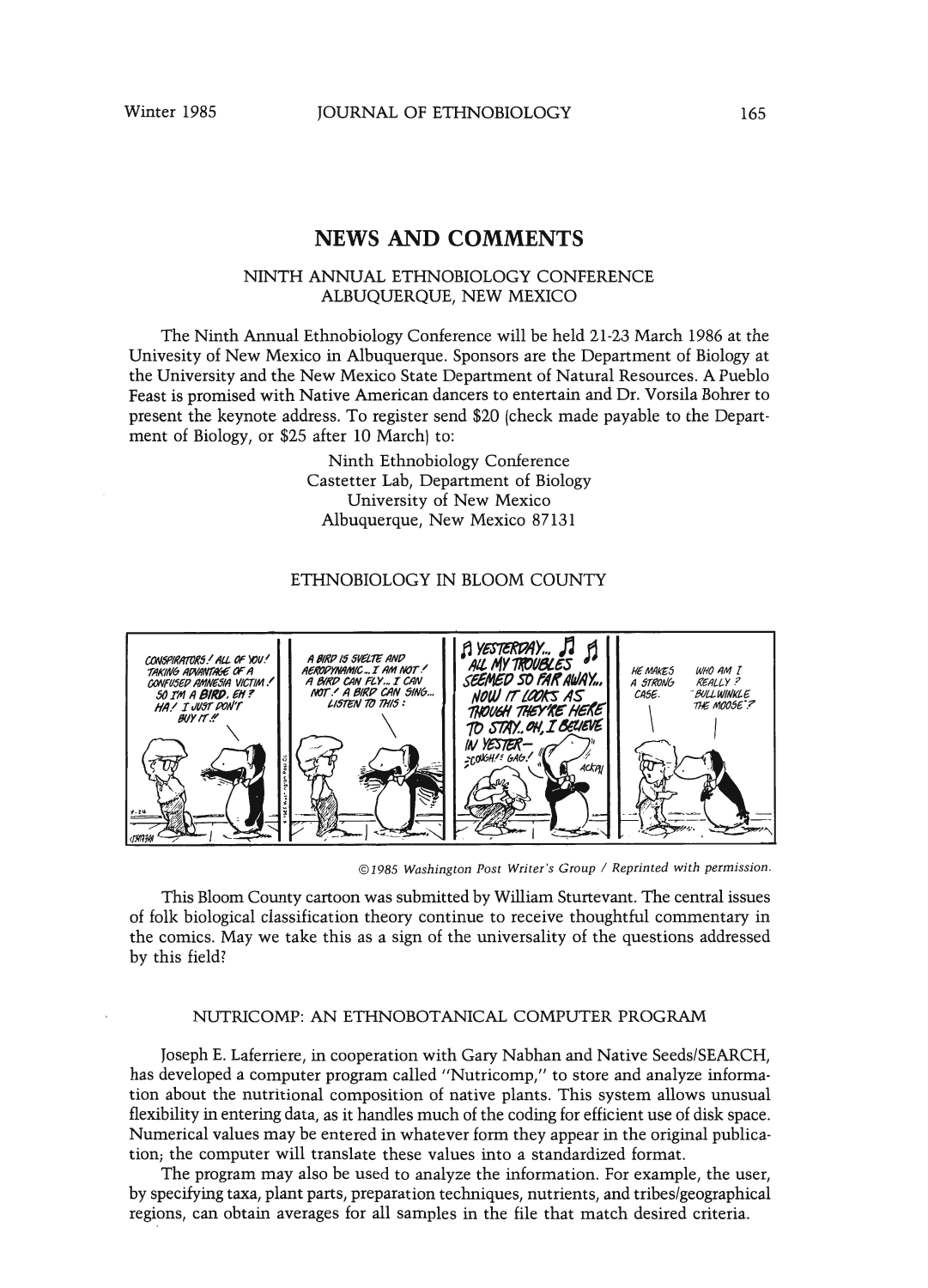## NEWS AND COMMENTS

### NINTH ANNUAL ETHNOBIOLOGY CONFERENCE ALBUQUERQUE, NEW MEXICO

The Ninth Annual Ethnobiology Conference will be held 21-23 March 1986 at the Univesity of New Mexico in Albuquerque. Sponsors are the Department of Biology at the University and the New Mexico State Department of Natural Resources. A Pueblo Feast is promised with Native American dancers to entertain and Dr. Vorsila Bohrer to present the keynote address. To register send $20 (check made payable to the Department of Biology, or $25 after 10 March) to:

Ninth Ethnobiology Conference
Castetter Lab, Department of Biology
University of New Mexico
Albuquerque, New Mexico 87131

### ETHNOBIOLOGY IN BLOOM COUNTY

*©1985 Washington Post Writer's Group / Reprinted with permission.*

This Bloom County cartoon was submitted by William Sturtevant. The central issues of folk biological classification theory continue to receive thoughtful commentary in the comics. May we take this as a sign of the universality of the questions addressed by this field?

### NUTRICOMP: AN ETHNOBOTANICAL COMPUTER PROGRAM

Joseph E. Laferriere, in cooperation with Gary Nabhan and Native Seeds/SEARCH, has developed a computer program called "Nutricomp," to store and analyze information about the nutritional composition of native plants. This system allows unusual flexibility in entering data, as it handles much of the coding for efficient use of disk space. Numerical values may be entered in whatever form they appear in the original publication; the computer will translate these values into a standardized format.

The program may also be used to analyze the information. For example, the user, by specifying taxa, plant parts, preparation techniques, nutrients, and tribes/geographical regions, can obtain averages for all samples in the file that match desired criteria.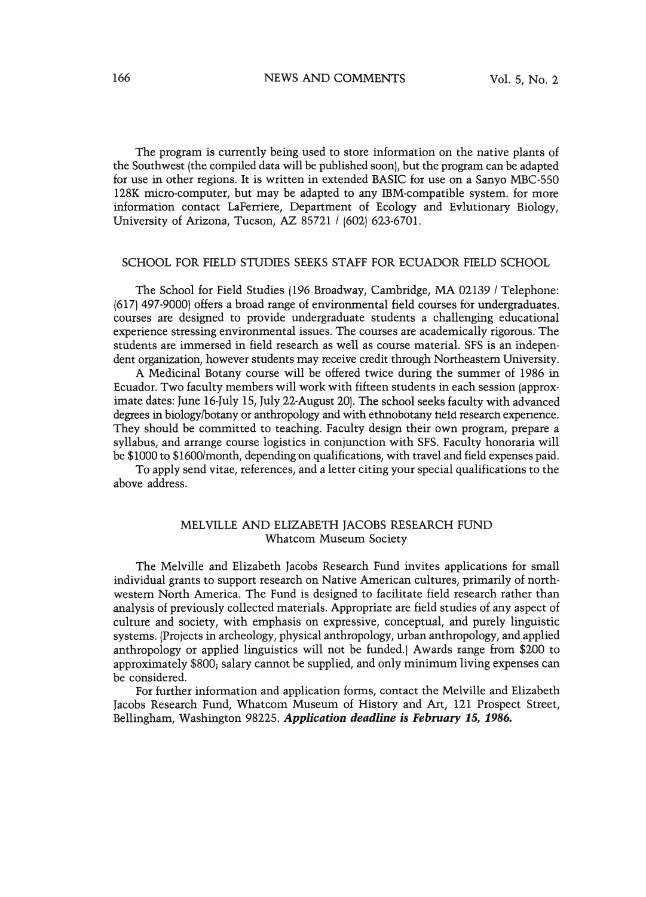The program is currently being used to store information on the native plants of the Southwest (the compiled data will be published soon), but the program can be adapted for use in other regions. It is written in extended BASIC for use on a Sanyo MBC-550 128K micro-computer, but may be adapted to any IBM-compatible system. for more information contact LaFerriere, Department of Ecology and Evlutionary Biology, University of Arizona, Tucson, AZ 85721 / (602) 623-6701.

## SCHOOL FOR FIELD STUDIES SEEKS STAFF FOR ECUADOR FIELD SCHOOL

The School for Field Studies (196 Broadway, Cambridge, MA 02139 / Telephone: (617) 497-9000) offers a broad range of environmental field courses for undergraduates. courses are designed to provide undergraduate students a challenging educational experience stressing environmental issues. The courses are academically rigorous. The students are immersed in field research as well as course material. SFS is an independent organization, however students may receive credit through Northeastern University.

A Medicinal Botany course will be offered twice during the summer of 1986 in Ecuador. Two faculty members will work with fifteen students in each session (approximate dates: June 16-July 15, July 22-August 20). The school seeks faculty with advanced degrees in biology/botany or anthropology and with ethnobotany field research experience. They should be committed to teaching. Faculty design their own program, prepare a syllabus, and arrange course logistics in conjunction with SFS. Faculty honoraria will be $1000 to $1600/month, depending on qualifications, with travel and field expenses paid.

To apply send vitae, references, and a letter citing your special qualifications to the above address.

## MELVILLE AND ELIZABETH JACOBS RESEARCH FUND

Whatcom Museum Society

The Melville and Elizabeth Jacobs Research Fund invites applications for small individual grants to support research on Native American cultures, primarily of northwestern North America. The Fund is designed to facilitate field research rather than analysis of previously collected materials. Appropriate are field studies of any aspect of culture and society, with emphasis on expressive, conceptual, and purely linguistic systems. (Projects in archeology, physical anthropology, urban anthropology, and applied anthropology or applied linguistics will not be funded.) Awards range from $200 to approximately $800; salary cannot be supplied, and only minimum living expenses can be considered.

For further information and application forms, contact the Melville and Elizabeth Jacobs Research Fund, Whatcom Museum of History and Art, 121 Prospect Street, Bellingham, Washington 98225. ***Application deadline is February 15, 1986.***